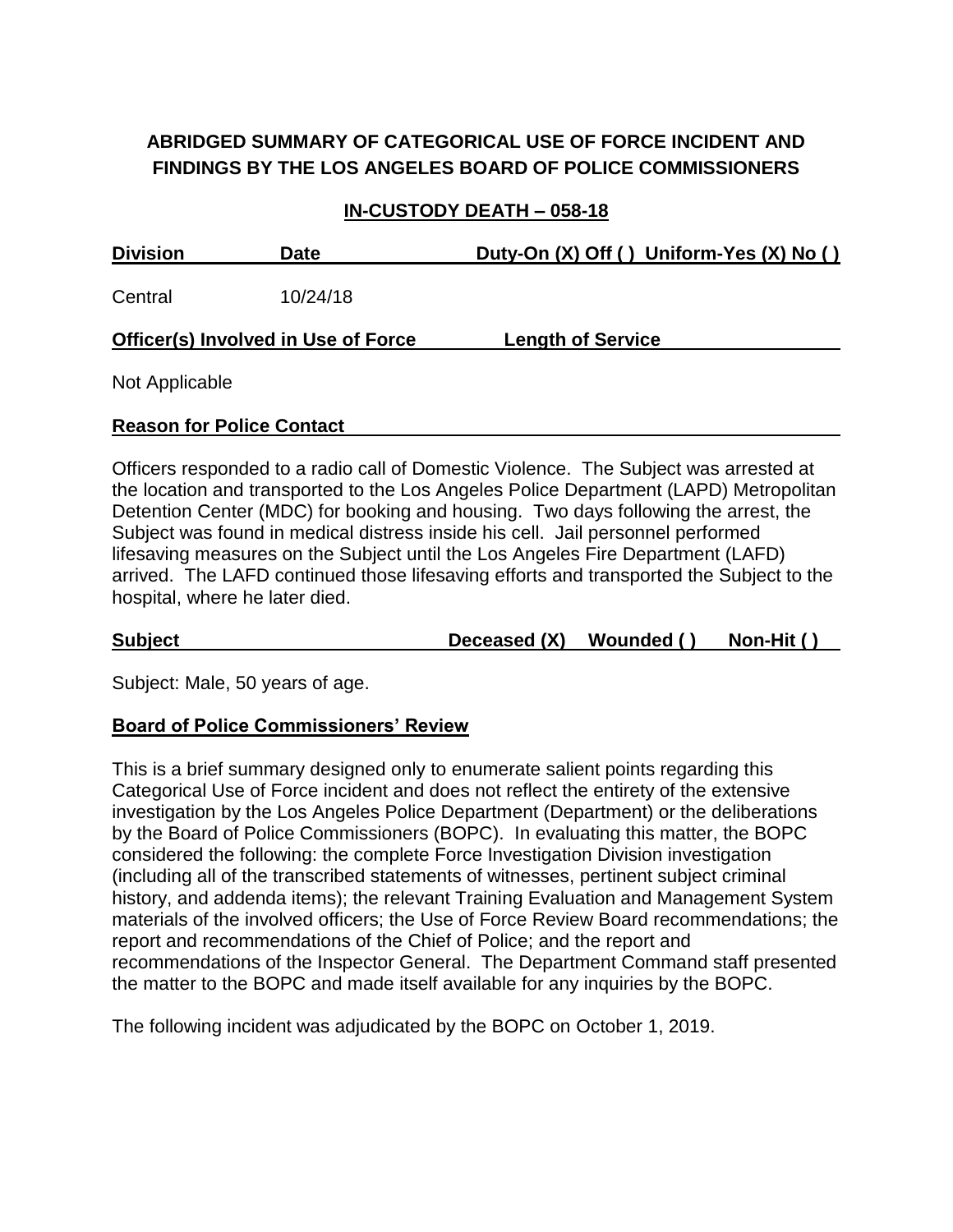# ABRIDGED SUMMARY OF CATEGORICAL USE OF FORCE INCIDENT AND FINDINGS BY THE LOS ANGELES BOARD OF POLICE COMMISSIONERS

## IN-CUSTODY DEATH – 058-18

| Division | Date | Duty-On (X) Off ( ) Uniform-Yes (X) No ( ) |
|---|---|---|
| Central | 10/24/18 | |

| Officer(s) Involved in Use of Force | Length of Service |
|---|---|
| Not Applicable | |

**Reason for Police Contact**

Officers responded to a radio call of Domestic Violence. The Subject was arrested at the location and transported to the Los Angeles Police Department (LAPD) Metropolitan Detention Center (MDC) for booking and housing. Two days following the arrest, the Subject was found in medical distress inside his cell. Jail personnel performed lifesaving measures on the Subject until the Los Angeles Fire Department (LAFD) arrived. The LAFD continued those lifesaving efforts and transported the Subject to the hospital, where he later died.

| Subject | Deceased (X) | Wounded ( ) | Non-Hit ( ) |
|---|---|---|---|

Subject: Male, 50 years of age.

**Board of Police Commissioners' Review**

This is a brief summary designed only to enumerate salient points regarding this Categorical Use of Force incident and does not reflect the entirety of the extensive investigation by the Los Angeles Police Department (Department) or the deliberations by the Board of Police Commissioners (BOPC). In evaluating this matter, the BOPC considered the following: the complete Force Investigation Division investigation (including all of the transcribed statements of witnesses, pertinent subject criminal history, and addenda items); the relevant Training Evaluation and Management System materials of the involved officers; the Use of Force Review Board recommendations; the report and recommendations of the Chief of Police; and the report and recommendations of the Inspector General. The Department Command staff presented the matter to the BOPC and made itself available for any inquiries by the BOPC.

The following incident was adjudicated by the BOPC on October 1, 2019.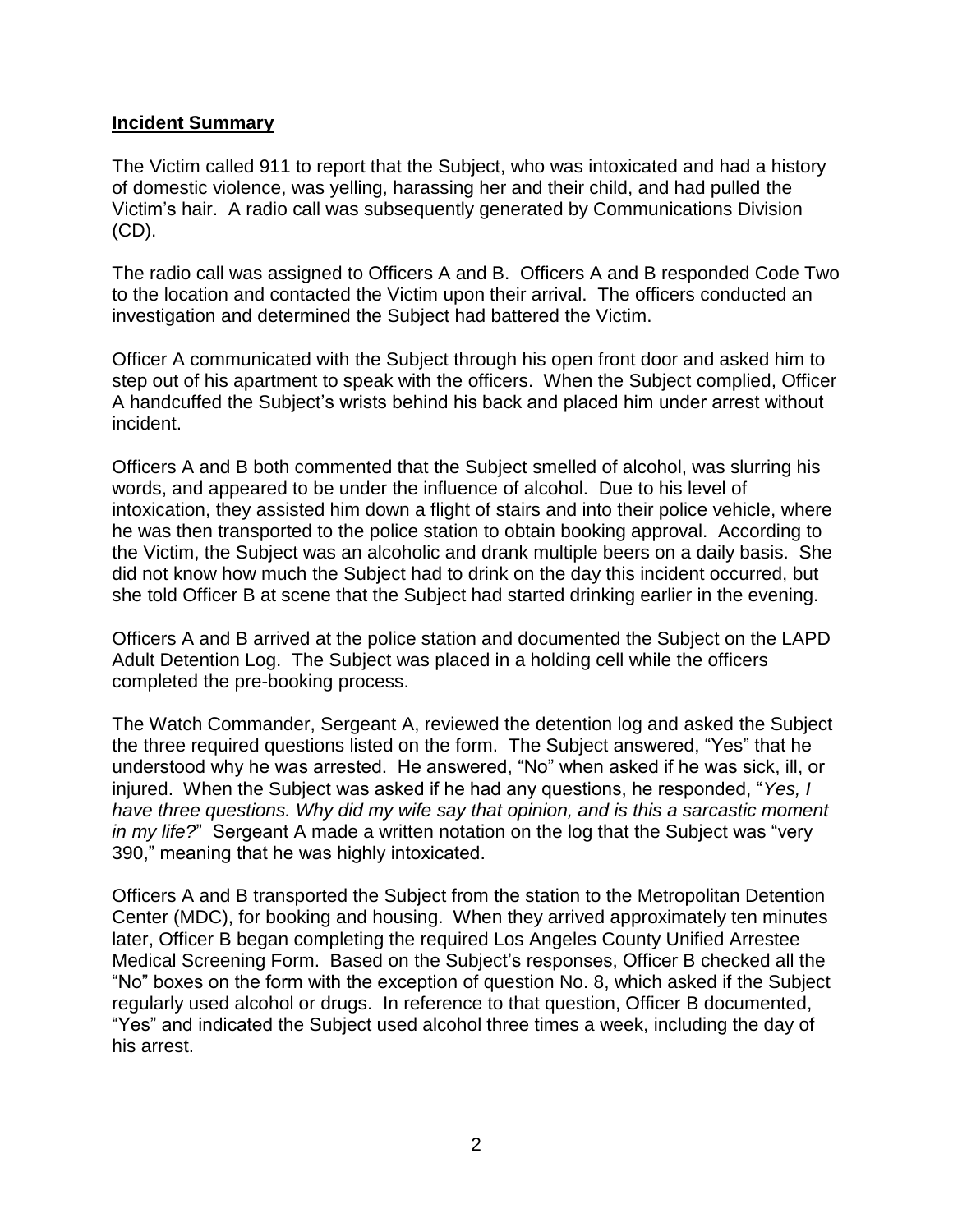**Incident Summary**

The Victim called 911 to report that the Subject, who was intoxicated and had a history of domestic violence, was yelling, harassing her and their child, and had pulled the Victim's hair. A radio call was subsequently generated by Communications Division (CD).

The radio call was assigned to Officers A and B. Officers A and B responded Code Two to the location and contacted the Victim upon their arrival. The officers conducted an investigation and determined the Subject had battered the Victim.

Officer A communicated with the Subject through his open front door and asked him to step out of his apartment to speak with the officers. When the Subject complied, Officer A handcuffed the Subject's wrists behind his back and placed him under arrest without incident.

Officers A and B both commented that the Subject smelled of alcohol, was slurring his words, and appeared to be under the influence of alcohol. Due to his level of intoxication, they assisted him down a flight of stairs and into their police vehicle, where he was then transported to the police station to obtain booking approval. According to the Victim, the Subject was an alcoholic and drank multiple beers on a daily basis. She did not know how much the Subject had to drink on the day this incident occurred, but she told Officer B at scene that the Subject had started drinking earlier in the evening.

Officers A and B arrived at the police station and documented the Subject on the LAPD Adult Detention Log. The Subject was placed in a holding cell while the officers completed the pre-booking process.

The Watch Commander, Sergeant A, reviewed the detention log and asked the Subject the three required questions listed on the form. The Subject answered, "Yes" that he understood why he was arrested. He answered, "No" when asked if he was sick, ill, or injured. When the Subject was asked if he had any questions, he responded, "*Yes, I have three questions. Why did my wife say that opinion, and is this a sarcastic moment in my life?*" Sergeant A made a written notation on the log that the Subject was "very 390," meaning that he was highly intoxicated.

Officers A and B transported the Subject from the station to the Metropolitan Detention Center (MDC), for booking and housing. When they arrived approximately ten minutes later, Officer B began completing the required Los Angeles County Unified Arrestee Medical Screening Form. Based on the Subject's responses, Officer B checked all the "No" boxes on the form with the exception of question No. 8, which asked if the Subject regularly used alcohol or drugs. In reference to that question, Officer B documented, "Yes" and indicated the Subject used alcohol three times a week, including the day of his arrest.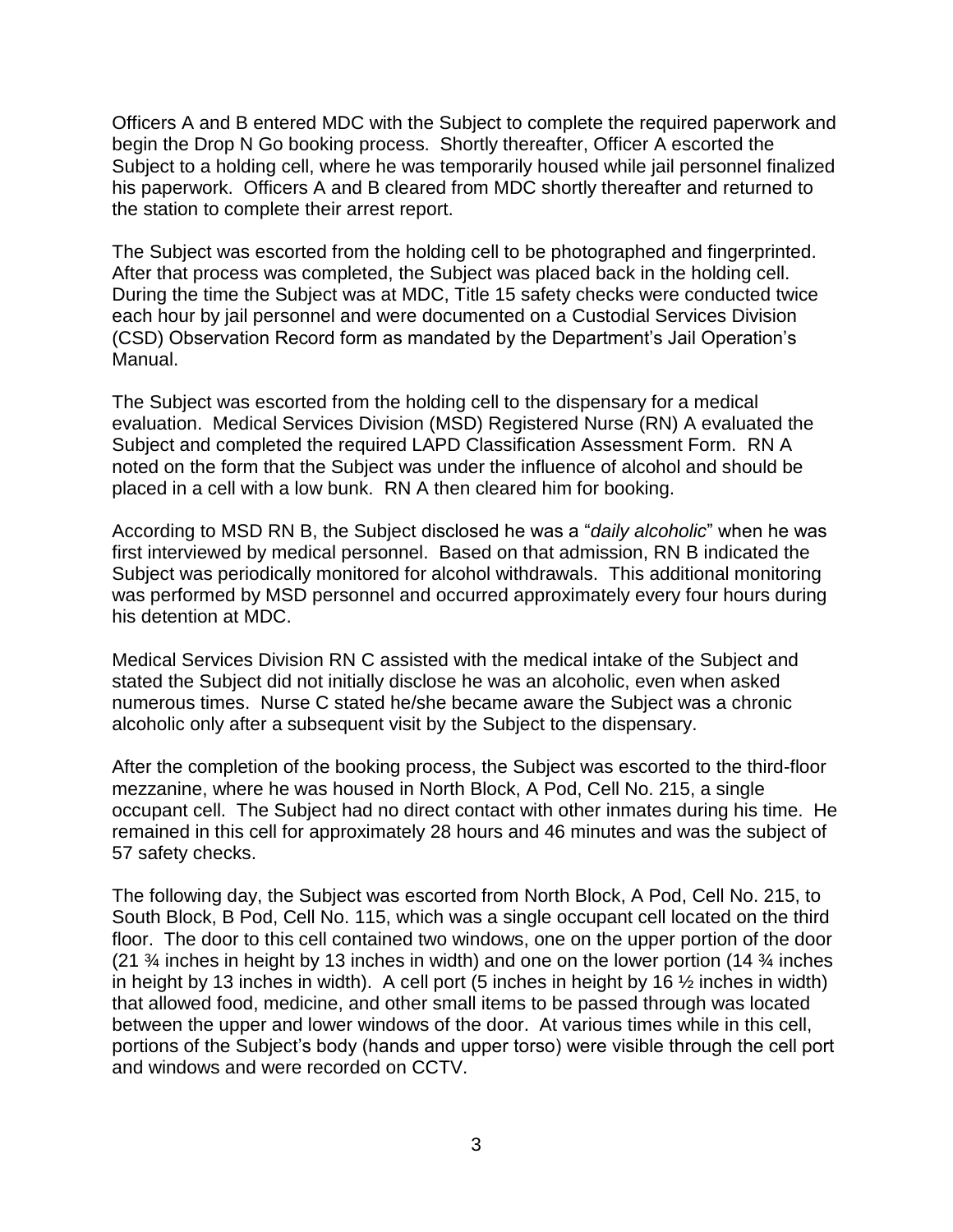Officers A and B entered MDC with the Subject to complete the required paperwork and begin the Drop N Go booking process. Shortly thereafter, Officer A escorted the Subject to a holding cell, where he was temporarily housed while jail personnel finalized his paperwork. Officers A and B cleared from MDC shortly thereafter and returned to the station to complete their arrest report.

The Subject was escorted from the holding cell to be photographed and fingerprinted. After that process was completed, the Subject was placed back in the holding cell. During the time the Subject was at MDC, Title 15 safety checks were conducted twice each hour by jail personnel and were documented on a Custodial Services Division (CSD) Observation Record form as mandated by the Department's Jail Operation's Manual.

The Subject was escorted from the holding cell to the dispensary for a medical evaluation. Medical Services Division (MSD) Registered Nurse (RN) A evaluated the Subject and completed the required LAPD Classification Assessment Form. RN A noted on the form that the Subject was under the influence of alcohol and should be placed in a cell with a low bunk. RN A then cleared him for booking.

According to MSD RN B, the Subject disclosed he was a "*daily alcoholic*" when he was first interviewed by medical personnel. Based on that admission, RN B indicated the Subject was periodically monitored for alcohol withdrawals. This additional monitoring was performed by MSD personnel and occurred approximately every four hours during his detention at MDC.

Medical Services Division RN C assisted with the medical intake of the Subject and stated the Subject did not initially disclose he was an alcoholic, even when asked numerous times. Nurse C stated he/she became aware the Subject was a chronic alcoholic only after a subsequent visit by the Subject to the dispensary.

After the completion of the booking process, the Subject was escorted to the third-floor mezzanine, where he was housed in North Block, A Pod, Cell No. 215, a single occupant cell. The Subject had no direct contact with other inmates during his time. He remained in this cell for approximately 28 hours and 46 minutes and was the subject of 57 safety checks.

The following day, the Subject was escorted from North Block, A Pod, Cell No. 215, to South Block, B Pod, Cell No. 115, which was a single occupant cell located on the third floor. The door to this cell contained two windows, one on the upper portion of the door (21 ¾ inches in height by 13 inches in width) and one on the lower portion (14 ¾ inches in height by 13 inches in width). A cell port (5 inches in height by 16 ½ inches in width) that allowed food, medicine, and other small items to be passed through was located between the upper and lower windows of the door. At various times while in this cell, portions of the Subject's body (hands and upper torso) were visible through the cell port and windows and were recorded on CCTV.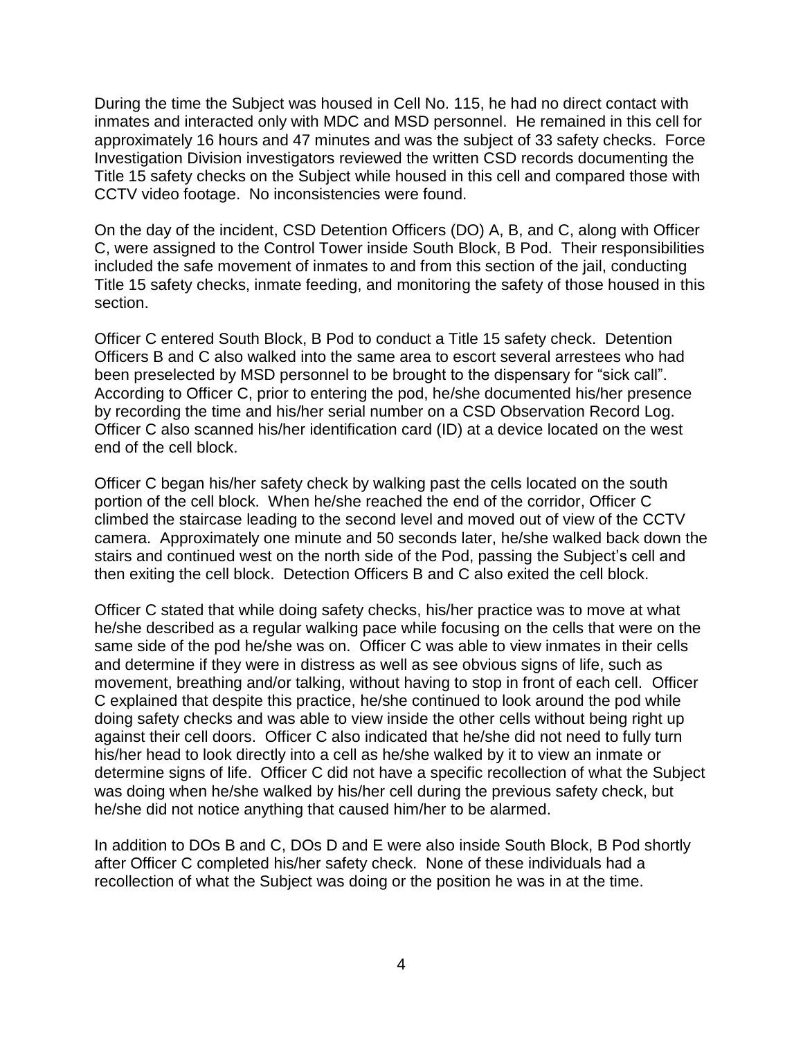During the time the Subject was housed in Cell No. 115, he had no direct contact with inmates and interacted only with MDC and MSD personnel. He remained in this cell for approximately 16 hours and 47 minutes and was the subject of 33 safety checks. Force Investigation Division investigators reviewed the written CSD records documenting the Title 15 safety checks on the Subject while housed in this cell and compared those with CCTV video footage. No inconsistencies were found.

On the day of the incident, CSD Detention Officers (DO) A, B, and C, along with Officer C, were assigned to the Control Tower inside South Block, B Pod. Their responsibilities included the safe movement of inmates to and from this section of the jail, conducting Title 15 safety checks, inmate feeding, and monitoring the safety of those housed in this section.

Officer C entered South Block, B Pod to conduct a Title 15 safety check. Detention Officers B and C also walked into the same area to escort several arrestees who had been preselected by MSD personnel to be brought to the dispensary for "sick call". According to Officer C, prior to entering the pod, he/she documented his/her presence by recording the time and his/her serial number on a CSD Observation Record Log. Officer C also scanned his/her identification card (ID) at a device located on the west end of the cell block.

Officer C began his/her safety check by walking past the cells located on the south portion of the cell block. When he/she reached the end of the corridor, Officer C climbed the staircase leading to the second level and moved out of view of the CCTV camera. Approximately one minute and 50 seconds later, he/she walked back down the stairs and continued west on the north side of the Pod, passing the Subject's cell and then exiting the cell block. Detection Officers B and C also exited the cell block.

Officer C stated that while doing safety checks, his/her practice was to move at what he/she described as a regular walking pace while focusing on the cells that were on the same side of the pod he/she was on. Officer C was able to view inmates in their cells and determine if they were in distress as well as see obvious signs of life, such as movement, breathing and/or talking, without having to stop in front of each cell. Officer C explained that despite this practice, he/she continued to look around the pod while doing safety checks and was able to view inside the other cells without being right up against their cell doors. Officer C also indicated that he/she did not need to fully turn his/her head to look directly into a cell as he/she walked by it to view an inmate or determine signs of life. Officer C did not have a specific recollection of what the Subject was doing when he/she walked by his/her cell during the previous safety check, but he/she did not notice anything that caused him/her to be alarmed.

In addition to DOs B and C, DOs D and E were also inside South Block, B Pod shortly after Officer C completed his/her safety check. None of these individuals had a recollection of what the Subject was doing or the position he was in at the time.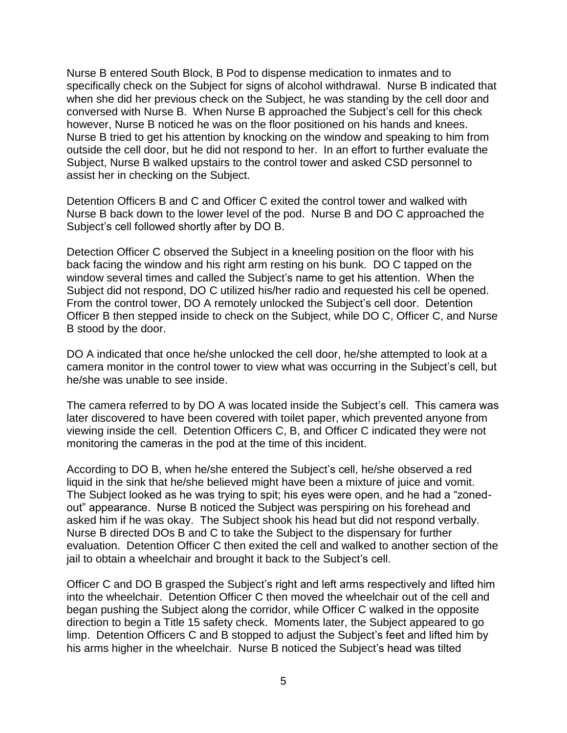Nurse B entered South Block, B Pod to dispense medication to inmates and to specifically check on the Subject for signs of alcohol withdrawal. Nurse B indicated that when she did her previous check on the Subject, he was standing by the cell door and conversed with Nurse B. When Nurse B approached the Subject's cell for this check however, Nurse B noticed he was on the floor positioned on his hands and knees. Nurse B tried to get his attention by knocking on the window and speaking to him from outside the cell door, but he did not respond to her. In an effort to further evaluate the Subject, Nurse B walked upstairs to the control tower and asked CSD personnel to assist her in checking on the Subject.

Detention Officers B and C and Officer C exited the control tower and walked with Nurse B back down to the lower level of the pod. Nurse B and DO C approached the Subject's cell followed shortly after by DO B.

Detection Officer C observed the Subject in a kneeling position on the floor with his back facing the window and his right arm resting on his bunk. DO C tapped on the window several times and called the Subject's name to get his attention. When the Subject did not respond, DO C utilized his/her radio and requested his cell be opened. From the control tower, DO A remotely unlocked the Subject's cell door. Detention Officer B then stepped inside to check on the Subject, while DO C, Officer C, and Nurse B stood by the door.

DO A indicated that once he/she unlocked the cell door, he/she attempted to look at a camera monitor in the control tower to view what was occurring in the Subject's cell, but he/she was unable to see inside.

The camera referred to by DO A was located inside the Subject's cell. This camera was later discovered to have been covered with toilet paper, which prevented anyone from viewing inside the cell. Detention Officers C, B, and Officer C indicated they were not monitoring the cameras in the pod at the time of this incident.

According to DO B, when he/she entered the Subject's cell, he/she observed a red liquid in the sink that he/she believed might have been a mixture of juice and vomit. The Subject looked as he was trying to spit; his eyes were open, and he had a "zoned-out" appearance. Nurse B noticed the Subject was perspiring on his forehead and asked him if he was okay. The Subject shook his head but did not respond verbally. Nurse B directed DOs B and C to take the Subject to the dispensary for further evaluation. Detention Officer C then exited the cell and walked to another section of the jail to obtain a wheelchair and brought it back to the Subject's cell.

Officer C and DO B grasped the Subject's right and left arms respectively and lifted him into the wheelchair. Detention Officer C then moved the wheelchair out of the cell and began pushing the Subject along the corridor, while Officer C walked in the opposite direction to begin a Title 15 safety check. Moments later, the Subject appeared to go limp. Detention Officers C and B stopped to adjust the Subject's feet and lifted him by his arms higher in the wheelchair. Nurse B noticed the Subject's head was tilted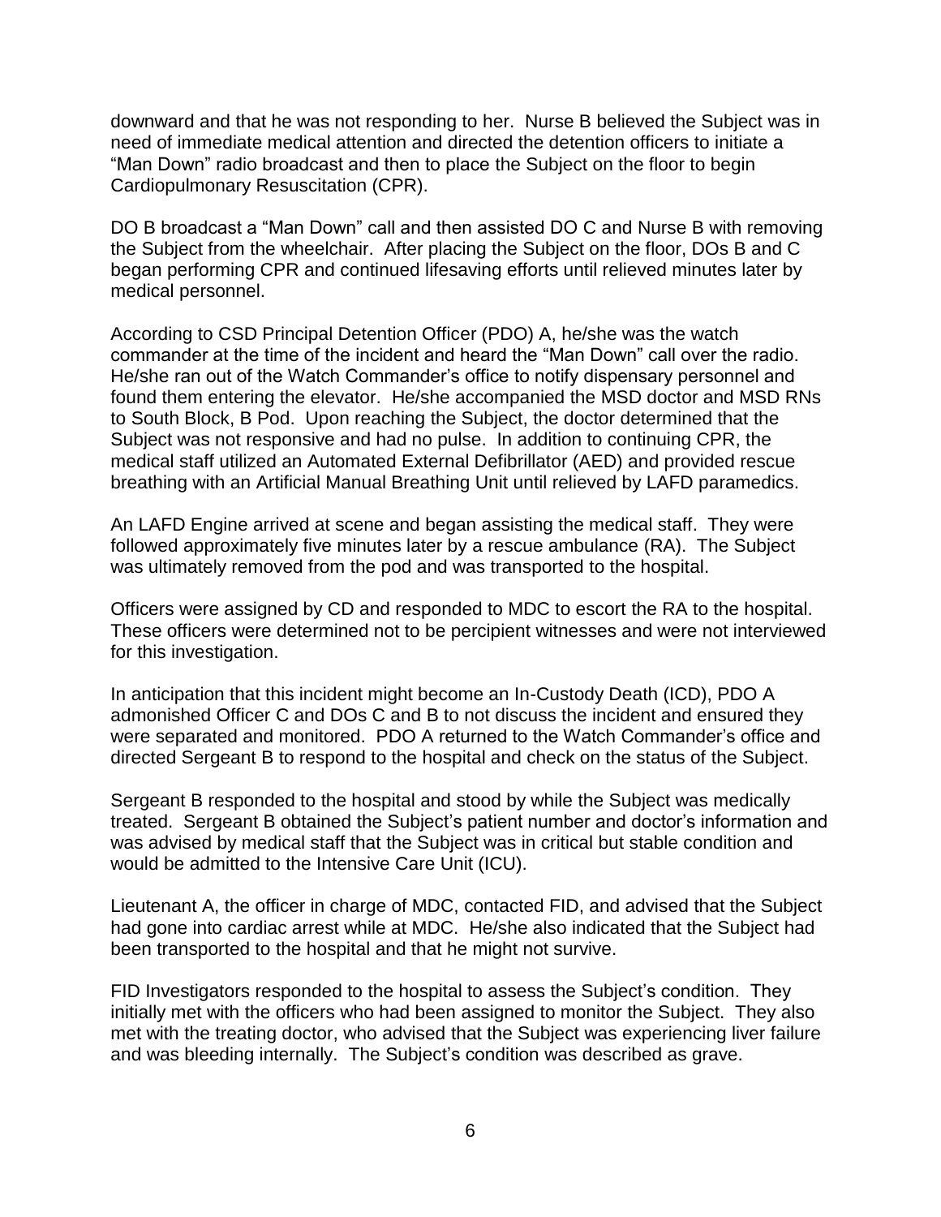downward and that he was not responding to her. Nurse B believed the Subject was in need of immediate medical attention and directed the detention officers to initiate a "Man Down" radio broadcast and then to place the Subject on the floor to begin Cardiopulmonary Resuscitation (CPR).

DO B broadcast a "Man Down" call and then assisted DO C and Nurse B with removing the Subject from the wheelchair. After placing the Subject on the floor, DOs B and C began performing CPR and continued lifesaving efforts until relieved minutes later by medical personnel.

According to CSD Principal Detention Officer (PDO) A, he/she was the watch commander at the time of the incident and heard the "Man Down" call over the radio. He/she ran out of the Watch Commander's office to notify dispensary personnel and found them entering the elevator. He/she accompanied the MSD doctor and MSD RNs to South Block, B Pod. Upon reaching the Subject, the doctor determined that the Subject was not responsive and had no pulse. In addition to continuing CPR, the medical staff utilized an Automated External Defibrillator (AED) and provided rescue breathing with an Artificial Manual Breathing Unit until relieved by LAFD paramedics.

An LAFD Engine arrived at scene and began assisting the medical staff. They were followed approximately five minutes later by a rescue ambulance (RA). The Subject was ultimately removed from the pod and was transported to the hospital.

Officers were assigned by CD and responded to MDC to escort the RA to the hospital. These officers were determined not to be percipient witnesses and were not interviewed for this investigation.

In anticipation that this incident might become an In-Custody Death (ICD), PDO A admonished Officer C and DOs C and B to not discuss the incident and ensured they were separated and monitored. PDO A returned to the Watch Commander's office and directed Sergeant B to respond to the hospital and check on the status of the Subject.

Sergeant B responded to the hospital and stood by while the Subject was medically treated. Sergeant B obtained the Subject's patient number and doctor's information and was advised by medical staff that the Subject was in critical but stable condition and would be admitted to the Intensive Care Unit (ICU).

Lieutenant A, the officer in charge of MDC, contacted FID, and advised that the Subject had gone into cardiac arrest while at MDC. He/she also indicated that the Subject had been transported to the hospital and that he might not survive.

FID Investigators responded to the hospital to assess the Subject's condition. They initially met with the officers who had been assigned to monitor the Subject. They also met with the treating doctor, who advised that the Subject was experiencing liver failure and was bleeding internally. The Subject's condition was described as grave.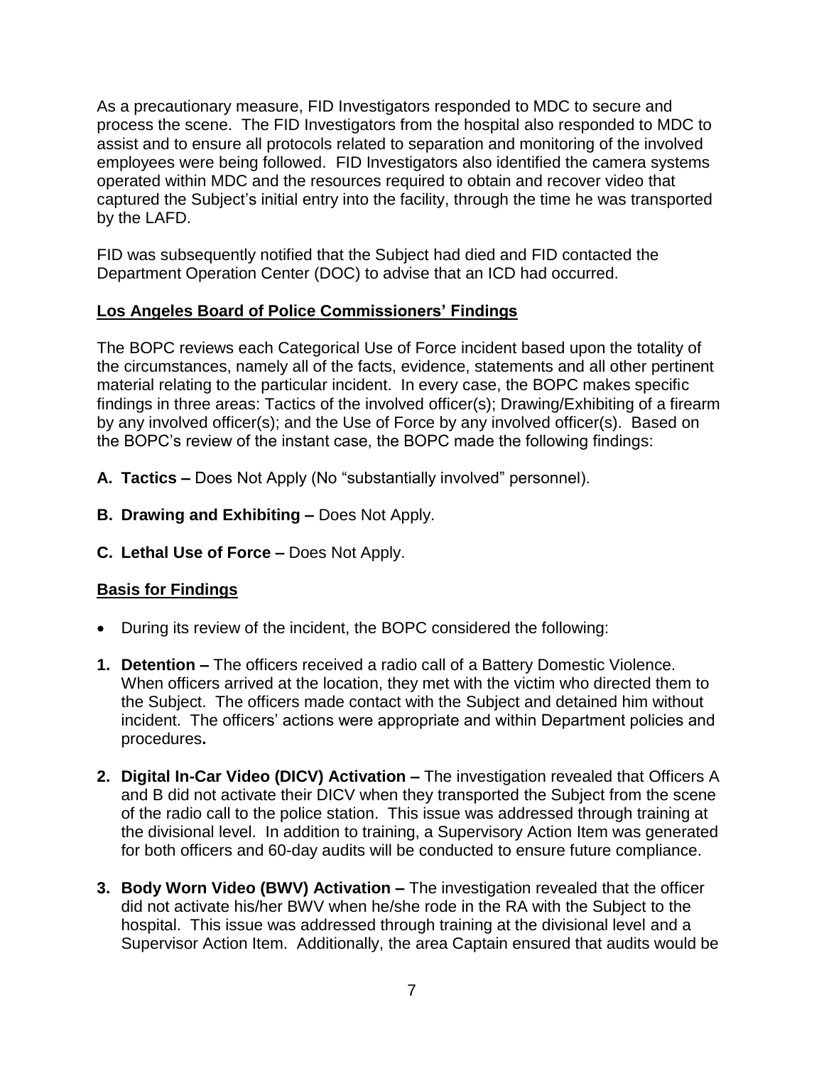As a precautionary measure, FID Investigators responded to MDC to secure and process the scene. The FID Investigators from the hospital also responded to MDC to assist and to ensure all protocols related to separation and monitoring of the involved employees were being followed. FID Investigators also identified the camera systems operated within MDC and the resources required to obtain and recover video that captured the Subject's initial entry into the facility, through the time he was transported by the LAFD.

FID was subsequently notified that the Subject had died and FID contacted the Department Operation Center (DOC) to advise that an ICD had occurred.

## Los Angeles Board of Police Commissioners' Findings

The BOPC reviews each Categorical Use of Force incident based upon the totality of the circumstances, namely all of the facts, evidence, statements and all other pertinent material relating to the particular incident. In every case, the BOPC makes specific findings in three areas: Tactics of the involved officer(s); Drawing/Exhibiting of a firearm by any involved officer(s); and the Use of Force by any involved officer(s). Based on the BOPC's review of the instant case, the BOPC made the following findings:

**A. Tactics –** Does Not Apply (No "substantially involved" personnel).

**B. Drawing and Exhibiting –** Does Not Apply.

**C. Lethal Use of Force –** Does Not Apply.

## Basis for Findings

- During its review of the incident, the BOPC considered the following:

**1. Detention –** The officers received a radio call of a Battery Domestic Violence. When officers arrived at the location, they met with the victim who directed them to the Subject. The officers made contact with the Subject and detained him without incident. The officers' actions were appropriate and within Department policies and procedures**.**

**2. Digital In-Car Video (DICV) Activation –** The investigation revealed that Officers A and B did not activate their DICV when they transported the Subject from the scene of the radio call to the police station. This issue was addressed through training at the divisional level. In addition to training, a Supervisory Action Item was generated for both officers and 60-day audits will be conducted to ensure future compliance.

**3. Body Worn Video (BWV) Activation –** The investigation revealed that the officer did not activate his/her BWV when he/she rode in the RA with the Subject to the hospital. This issue was addressed through training at the divisional level and a Supervisor Action Item. Additionally, the area Captain ensured that audits would be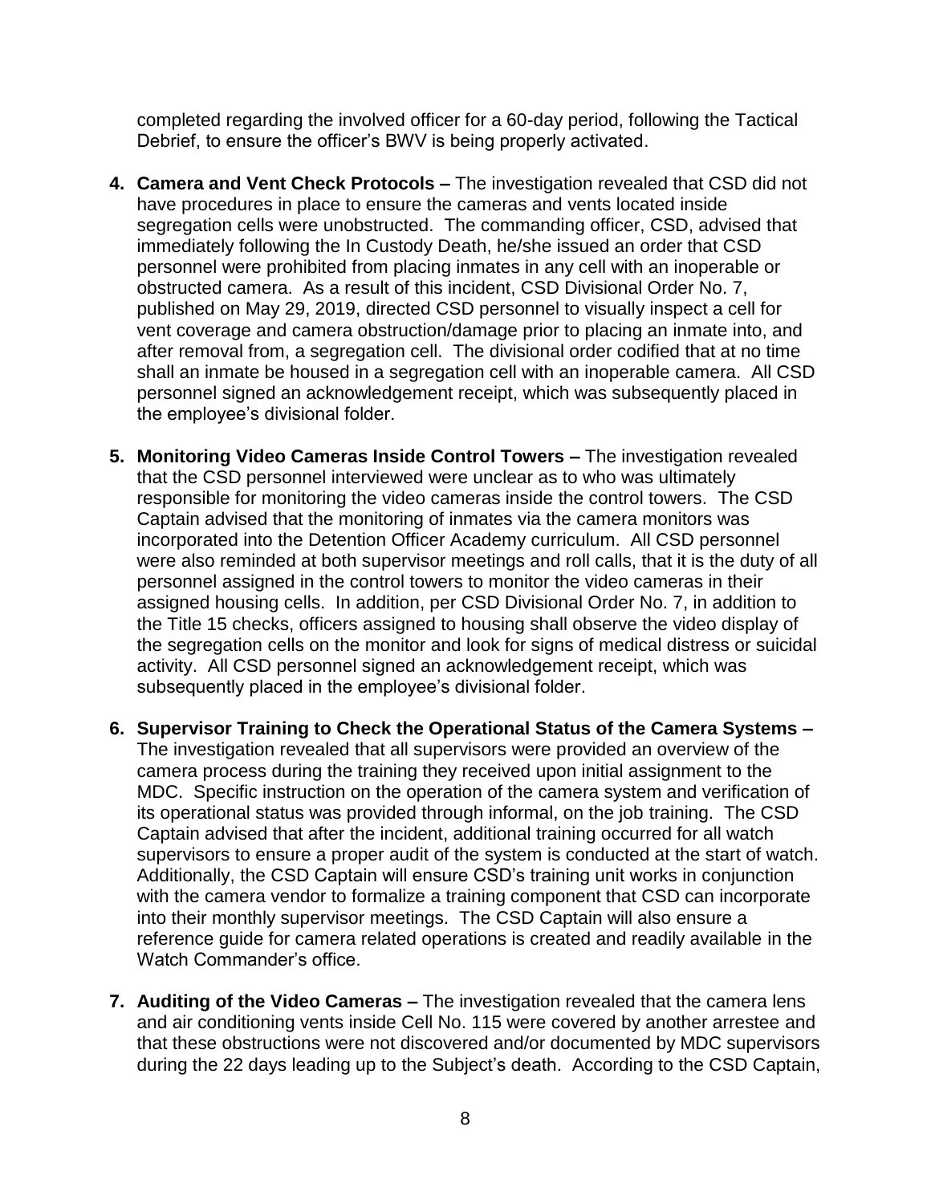completed regarding the involved officer for a 60-day period, following the Tactical Debrief, to ensure the officer's BWV is being properly activated.

4. **Camera and Vent Check Protocols –** The investigation revealed that CSD did not have procedures in place to ensure the cameras and vents located inside segregation cells were unobstructed. The commanding officer, CSD, advised that immediately following the In Custody Death, he/she issued an order that CSD personnel were prohibited from placing inmates in any cell with an inoperable or obstructed camera. As a result of this incident, CSD Divisional Order No. 7, published on May 29, 2019, directed CSD personnel to visually inspect a cell for vent coverage and camera obstruction/damage prior to placing an inmate into, and after removal from, a segregation cell. The divisional order codified that at no time shall an inmate be housed in a segregation cell with an inoperable camera. All CSD personnel signed an acknowledgement receipt, which was subsequently placed in the employee's divisional folder.

5. **Monitoring Video Cameras Inside Control Towers –** The investigation revealed that the CSD personnel interviewed were unclear as to who was ultimately responsible for monitoring the video cameras inside the control towers. The CSD Captain advised that the monitoring of inmates via the camera monitors was incorporated into the Detention Officer Academy curriculum. All CSD personnel were also reminded at both supervisor meetings and roll calls, that it is the duty of all personnel assigned in the control towers to monitor the video cameras in their assigned housing cells. In addition, per CSD Divisional Order No. 7, in addition to the Title 15 checks, officers assigned to housing shall observe the video display of the segregation cells on the monitor and look for signs of medical distress or suicidal activity. All CSD personnel signed an acknowledgement receipt, which was subsequently placed in the employee's divisional folder.

6. **Supervisor Training to Check the Operational Status of the Camera Systems –** The investigation revealed that all supervisors were provided an overview of the camera process during the training they received upon initial assignment to the MDC. Specific instruction on the operation of the camera system and verification of its operational status was provided through informal, on the job training. The CSD Captain advised that after the incident, additional training occurred for all watch supervisors to ensure a proper audit of the system is conducted at the start of watch. Additionally, the CSD Captain will ensure CSD's training unit works in conjunction with the camera vendor to formalize a training component that CSD can incorporate into their monthly supervisor meetings. The CSD Captain will also ensure a reference guide for camera related operations is created and readily available in the Watch Commander's office.

7. **Auditing of the Video Cameras –** The investigation revealed that the camera lens and air conditioning vents inside Cell No. 115 were covered by another arrestee and that these obstructions were not discovered and/or documented by MDC supervisors during the 22 days leading up to the Subject's death. According to the CSD Captain,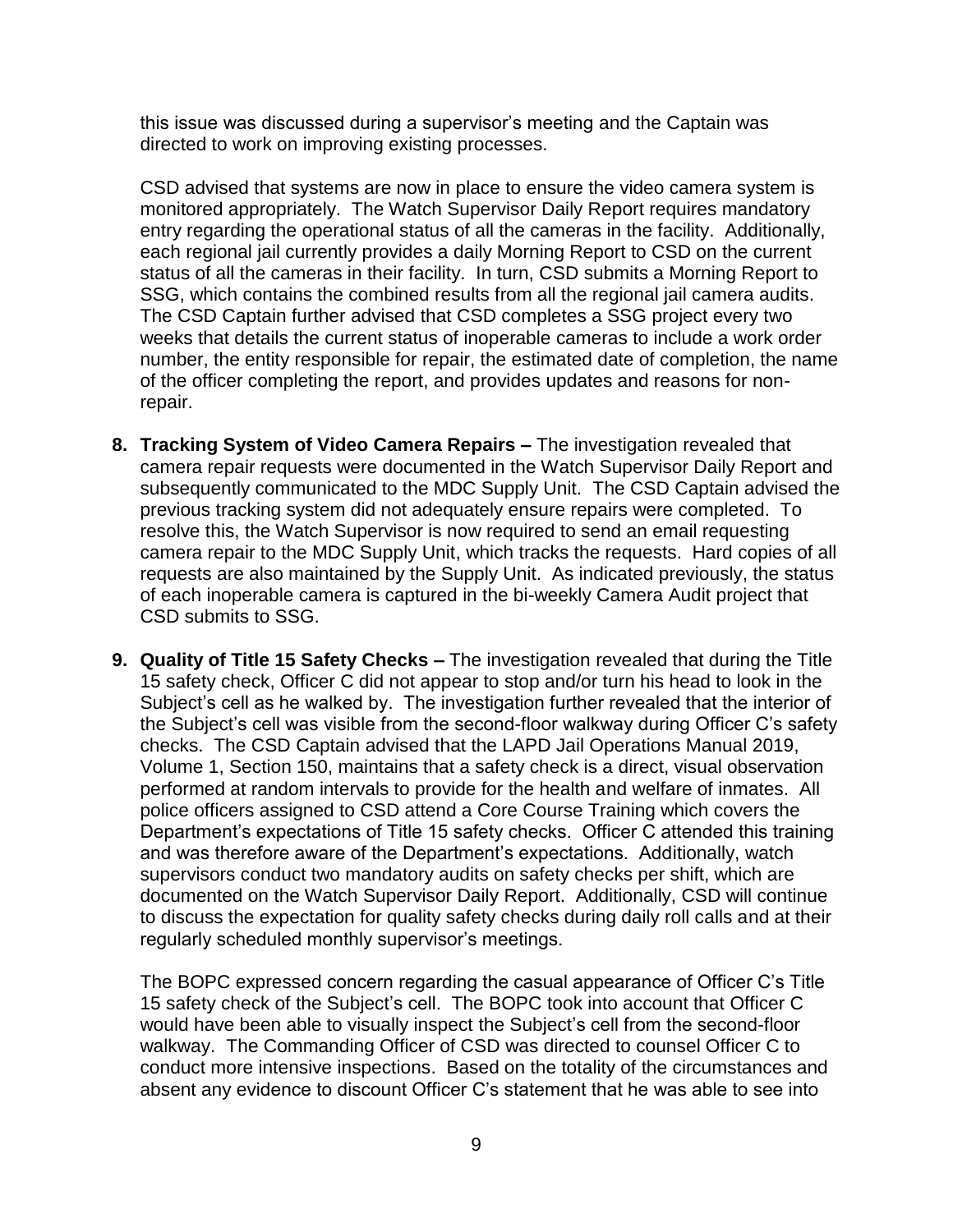this issue was discussed during a supervisor's meeting and the Captain was directed to work on improving existing processes.

CSD advised that systems are now in place to ensure the video camera system is monitored appropriately. The Watch Supervisor Daily Report requires mandatory entry regarding the operational status of all the cameras in the facility. Additionally, each regional jail currently provides a daily Morning Report to CSD on the current status of all the cameras in their facility. In turn, CSD submits a Morning Report to SSG, which contains the combined results from all the regional jail camera audits. The CSD Captain further advised that CSD completes a SSG project every two weeks that details the current status of inoperable cameras to include a work order number, the entity responsible for repair, the estimated date of completion, the name of the officer completing the report, and provides updates and reasons for non-repair.

8. **Tracking System of Video Camera Repairs –** The investigation revealed that camera repair requests were documented in the Watch Supervisor Daily Report and subsequently communicated to the MDC Supply Unit. The CSD Captain advised the previous tracking system did not adequately ensure repairs were completed. To resolve this, the Watch Supervisor is now required to send an email requesting camera repair to the MDC Supply Unit, which tracks the requests. Hard copies of all requests are also maintained by the Supply Unit. As indicated previously, the status of each inoperable camera is captured in the bi-weekly Camera Audit project that CSD submits to SSG.

9. **Quality of Title 15 Safety Checks –** The investigation revealed that during the Title 15 safety check, Officer C did not appear to stop and/or turn his head to look in the Subject's cell as he walked by. The investigation further revealed that the interior of the Subject's cell was visible from the second-floor walkway during Officer C's safety checks. The CSD Captain advised that the LAPD Jail Operations Manual 2019, Volume 1, Section 150, maintains that a safety check is a direct, visual observation performed at random intervals to provide for the health and welfare of inmates. All police officers assigned to CSD attend a Core Course Training which covers the Department's expectations of Title 15 safety checks. Officer C attended this training and was therefore aware of the Department's expectations. Additionally, watch supervisors conduct two mandatory audits on safety checks per shift, which are documented on the Watch Supervisor Daily Report. Additionally, CSD will continue to discuss the expectation for quality safety checks during daily roll calls and at their regularly scheduled monthly supervisor's meetings.

   The BOPC expressed concern regarding the casual appearance of Officer C's Title 15 safety check of the Subject's cell. The BOPC took into account that Officer C would have been able to visually inspect the Subject's cell from the second-floor walkway. The Commanding Officer of CSD was directed to counsel Officer C to conduct more intensive inspections. Based on the totality of the circumstances and absent any evidence to discount Officer C's statement that he was able to see into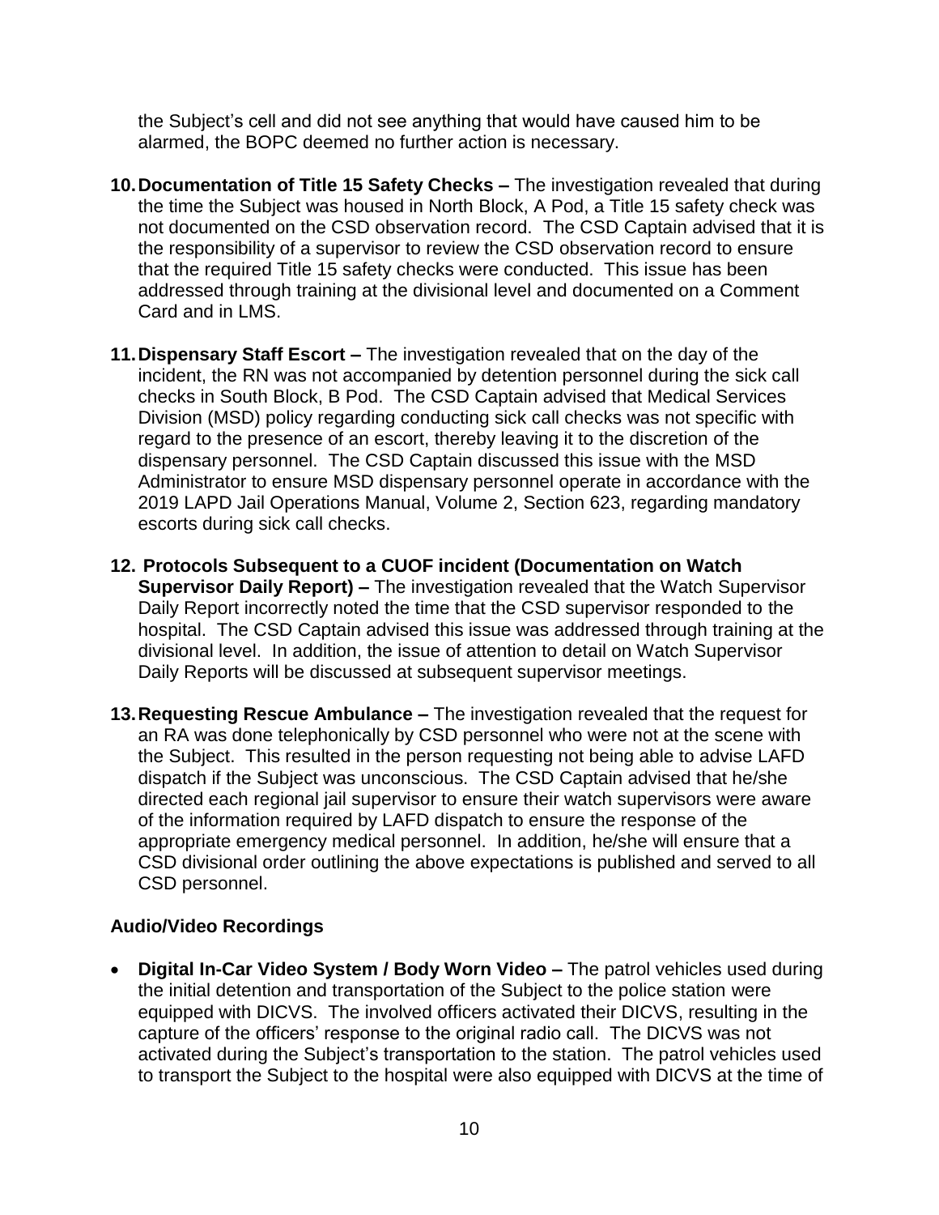the Subject's cell and did not see anything that would have caused him to be alarmed, the BOPC deemed no further action is necessary.

10. **Documentation of Title 15 Safety Checks –** The investigation revealed that during the time the Subject was housed in North Block, A Pod, a Title 15 safety check was not documented on the CSD observation record. The CSD Captain advised that it is the responsibility of a supervisor to review the CSD observation record to ensure that the required Title 15 safety checks were conducted. This issue has been addressed through training at the divisional level and documented on a Comment Card and in LMS.

11. **Dispensary Staff Escort –** The investigation revealed that on the day of the incident, the RN was not accompanied by detention personnel during the sick call checks in South Block, B Pod. The CSD Captain advised that Medical Services Division (MSD) policy regarding conducting sick call checks was not specific with regard to the presence of an escort, thereby leaving it to the discretion of the dispensary personnel. The CSD Captain discussed this issue with the MSD Administrator to ensure MSD dispensary personnel operate in accordance with the 2019 LAPD Jail Operations Manual, Volume 2, Section 623, regarding mandatory escorts during sick call checks.

12. **Protocols Subsequent to a CUOF incident (Documentation on Watch Supervisor Daily Report) –** The investigation revealed that the Watch Supervisor Daily Report incorrectly noted the time that the CSD supervisor responded to the hospital. The CSD Captain advised this issue was addressed through training at the divisional level. In addition, the issue of attention to detail on Watch Supervisor Daily Reports will be discussed at subsequent supervisor meetings.

13. **Requesting Rescue Ambulance –** The investigation revealed that the request for an RA was done telephonically by CSD personnel who were not at the scene with the Subject. This resulted in the person requesting not being able to advise LAFD dispatch if the Subject was unconscious. The CSD Captain advised that he/she directed each regional jail supervisor to ensure their watch supervisors were aware of the information required by LAFD dispatch to ensure the response of the appropriate emergency medical personnel. In addition, he/she will ensure that a CSD divisional order outlining the above expectations is published and served to all CSD personnel.

**Audio/Video Recordings**

- **Digital In-Car Video System / Body Worn Video –** The patrol vehicles used during the initial detention and transportation of the Subject to the police station were equipped with DICVS. The involved officers activated their DICVS, resulting in the capture of the officers' response to the original radio call. The DICVS was not activated during the Subject's transportation to the station. The patrol vehicles used to transport the Subject to the hospital were also equipped with DICVS at the time of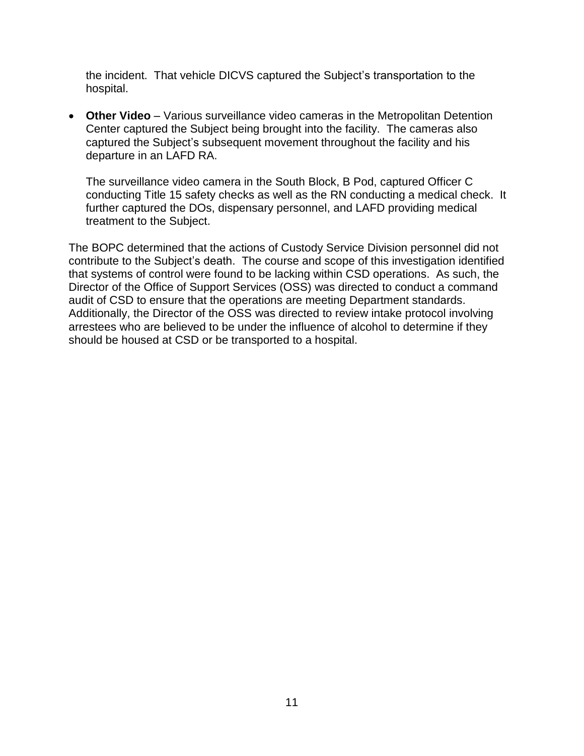the incident. That vehicle DICVS captured the Subject's transportation to the hospital.

- **Other Video** – Various surveillance video cameras in the Metropolitan Detention Center captured the Subject being brought into the facility. The cameras also captured the Subject's subsequent movement throughout the facility and his departure in an LAFD RA.

  The surveillance video camera in the South Block, B Pod, captured Officer C conducting Title 15 safety checks as well as the RN conducting a medical check. It further captured the DOs, dispensary personnel, and LAFD providing medical treatment to the Subject.

The BOPC determined that the actions of Custody Service Division personnel did not contribute to the Subject's death. The course and scope of this investigation identified that systems of control were found to be lacking within CSD operations. As such, the Director of the Office of Support Services (OSS) was directed to conduct a command audit of CSD to ensure that the operations are meeting Department standards. Additionally, the Director of the OSS was directed to review intake protocol involving arrestees who are believed to be under the influence of alcohol to determine if they should be housed at CSD or be transported to a hospital.